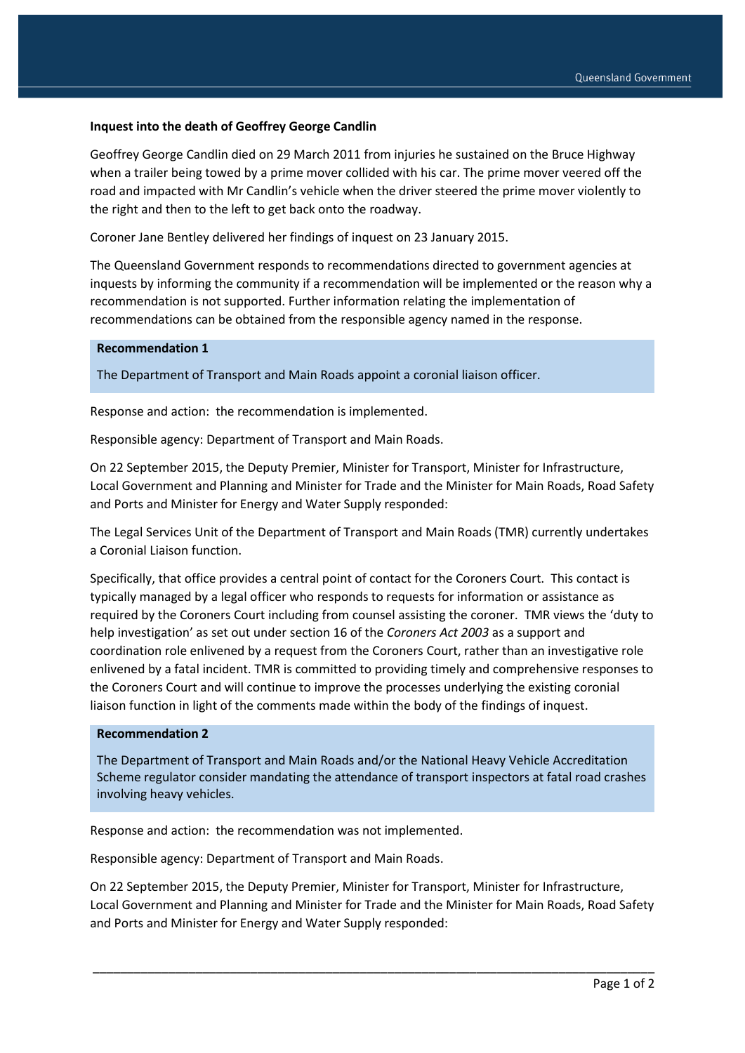## Inquest into the death of Geoffrey George Candlin

Geoffrey George Candlin died on 29 March 2011 from injuries he sustained on the Bruce Highway when a trailer being towed by a prime mover collided with his car. The prime mover veered off the road and impacted with Mr Candlin's vehicle when the driver steered the prime mover violently to the right and then to the left to get back onto the roadway.

Coroner Jane Bentley delivered her findings of inquest on 23 January 2015.

The Queensland Government responds to recommendations directed to government agencies at inquests by informing the community if a recommendation will be implemented or the reason why a recommendation is not supported. Further information relating the implementation of recommendations can be obtained from the responsible agency named in the response.

### Recommendation 1

The Department of Transport and Main Roads appoint a coronial liaison officer.

Response and action: the recommendation is implemented.

Responsible agency: Department of Transport and Main Roads.

On 22 September 2015, the Deputy Premier, Minister for Transport, Minister for Infrastructure, Local Government and Planning and Minister for Trade and the Minister for Main Roads, Road Safety and Ports and Minister for Energy and Water Supply responded:

The Legal Services Unit of the Department of Transport and Main Roads (TMR) currently undertakes a Coronial Liaison function.

Specifically, that office provides a central point of contact for the Coroners Court. This contact is typically managed by a legal officer who responds to requests for information or assistance as required by the Coroners Court including from counsel assisting the coroner. TMR views the 'duty to help investigation' as set out under section 16 of the *Coroners Act 2003* as a support and coordination role enlivened by a request from the Coroners Court, rather than an investigative role enlivened by a fatal incident. TMR is committed to providing timely and comprehensive responses to the Coroners Court and will continue to improve the processes underlying the existing coronial liaison function in light of the comments made within the body of the findings of inquest.

### Recommendation 2

The Department of Transport and Main Roads and/or the National Heavy Vehicle Accreditation Scheme regulator consider mandating the attendance of transport inspectors at fatal road crashes involving heavy vehicles.

Response and action: the recommendation was not implemented.

Responsible agency: Department of Transport and Main Roads.

On 22 September 2015, the Deputy Premier, Minister for Transport, Minister for Infrastructure, Local Government and Planning and Minister for Trade and the Minister for Main Roads, Road Safety and Ports and Minister for Energy and Water Supply responded: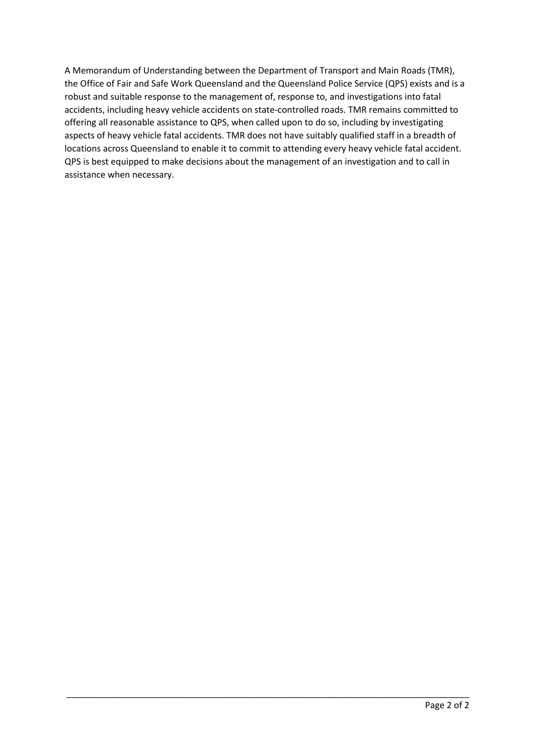A Memorandum of Understanding between the Department of Transport and Main Roads (TMR), the Office of Fair and Safe Work Queensland and the Queensland Police Service (QPS) exists and is a robust and suitable response to the management of, response to, and investigations into fatal accidents, including heavy vehicle accidents on state-controlled roads. TMR remains committed to offering all reasonable assistance to QPS, when called upon to do so, including by investigating aspects of heavy vehicle fatal accidents. TMR does not have suitably qualified staff in a breadth of locations across Queensland to enable it to commit to attending every heavy vehicle fatal accident. QPS is best equipped to make decisions about the management of an investigation and to call in assistance when necessary.